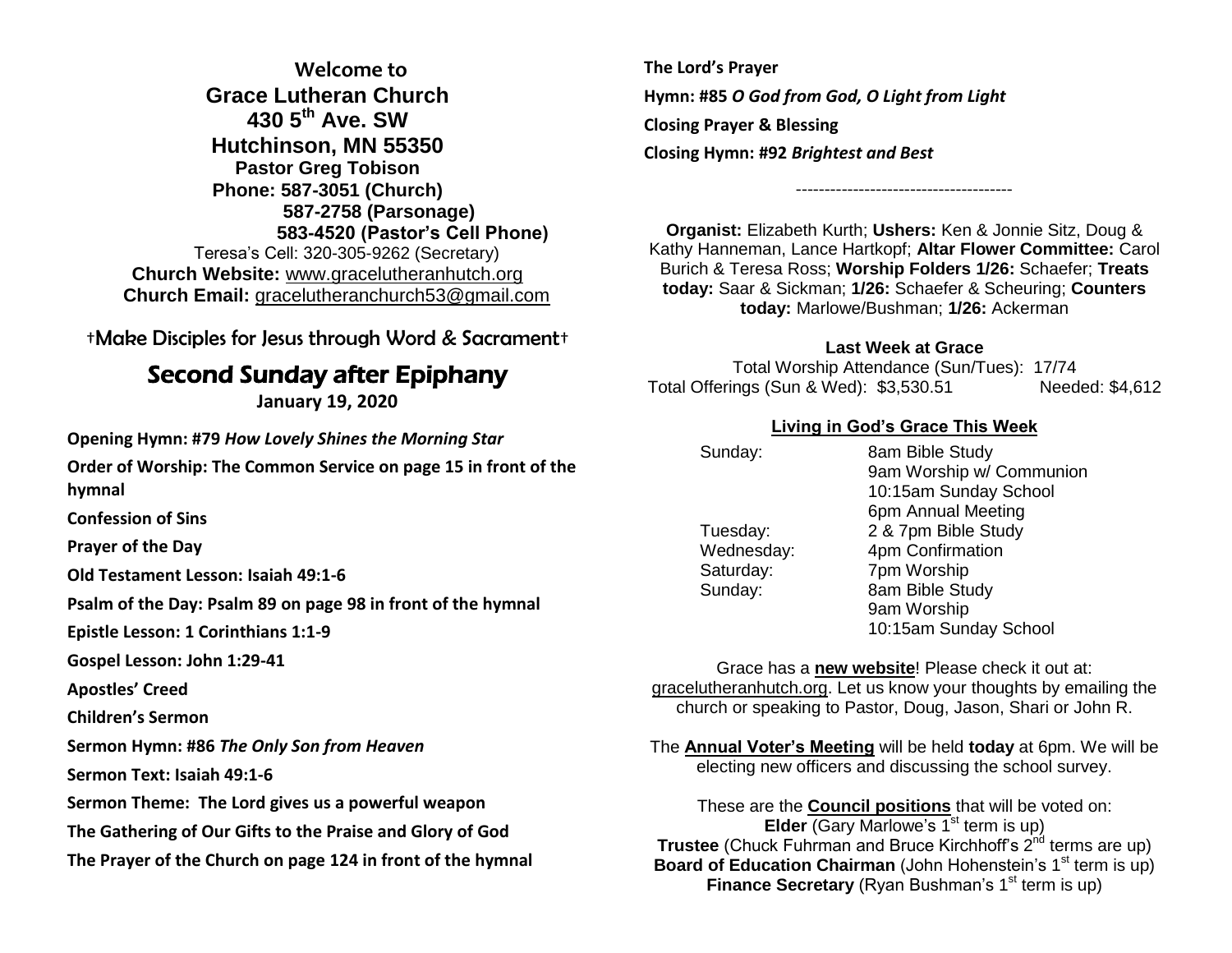**Welcome to**

**Grace Lutheran Church**

**430 5th Ave. SW**

**Hutchinson, MN 55350**

**Pastor Greg Tobison**

**Phone: 587-3051 (Church)**

**587-2758 (Parsonage)**

**583-4520 (Pastor's Cell Phone)**

Teresa's Cell: 320-305-9262 (Secretary)

**Church Website:** www.gracelutheranhutch.org

**Church Email:** gracelutheranchurch53@gmail.com

†Make Disciples for Jesus through Word & Sacrament†

# Second Sunday after Epiphany

**January 19, 2020**

**Opening Hymn: #79** ***How Lovely Shines the Morning Star***

**Order of Worship: The Common Service on page 15 in front of the hymnal**

**Confession of Sins**

**Prayer of the Day**

**Old Testament Lesson: Isaiah 49:1-6**

**Psalm of the Day: Psalm 89 on page 98 in front of the hymnal**

**Epistle Lesson: 1 Corinthians 1:1-9**

**Gospel Lesson: John 1:29-41**

**Apostles' Creed**

**Children's Sermon**

**Sermon Hymn: #86** ***The Only Son from Heaven***

**Sermon Text: Isaiah 49:1-6**

**Sermon Theme: The Lord gives us a powerful weapon**

**The Gathering of Our Gifts to the Praise and Glory of God**

**The Prayer of the Church on page 124 in front of the hymnal**

**The Lord's Prayer**

**Hymn: #85** ***O God from God, O Light from Light***

**Closing Prayer & Blessing**

**Closing Hymn: #92** ***Brightest and Best***

-------------------------------------

**Organist:** Elizabeth Kurth; **Ushers:** Ken & Jonnie Sitz, Doug & Kathy Hanneman, Lance Hartkopf; **Altar Flower Committee:** Carol Burich & Teresa Ross; **Worship Folders 1/26:** Schaefer; **Treats today:** Saar & Sickman; **1/26:** Schaefer & Scheuring; **Counters today:** Marlowe/Bushman; **1/26:** Ackerman

**Last Week at Grace**

Total Worship Attendance (Sun/Tues): 17/74

Total Offerings (Sun & Wed): $3,530.51 Needed: $4,612

**Living in God's Grace This Week**

| | |
|---|---|
| Sunday: | 8am Bible Study |
| | 9am Worship w/ Communion |
| | 10:15am Sunday School |
| | 6pm Annual Meeting |
| Tuesday: | 2 & 7pm Bible Study |
| Wednesday: | 4pm Confirmation |
| Saturday: | 7pm Worship |
| Sunday: | 8am Bible Study |
| | 9am Worship |
| | 10:15am Sunday School |

Grace has a **new website**! Please check it out at: gracelutheranhutch.org. Let us know your thoughts by emailing the church or speaking to Pastor, Doug, Jason, Shari or John R.

The **Annual Voter's Meeting** will be held **today** at 6pm. We will be electing new officers and discussing the school survey.

These are the **Council positions** that will be voted on:

**Elder** (Gary Marlowe's 1st term is up)

**Trustee** (Chuck Fuhrman and Bruce Kirchhoff's 2nd terms are up)

**Board of Education Chairman** (John Hohenstein's 1st term is up)

**Finance Secretary** (Ryan Bushman's 1st term is up)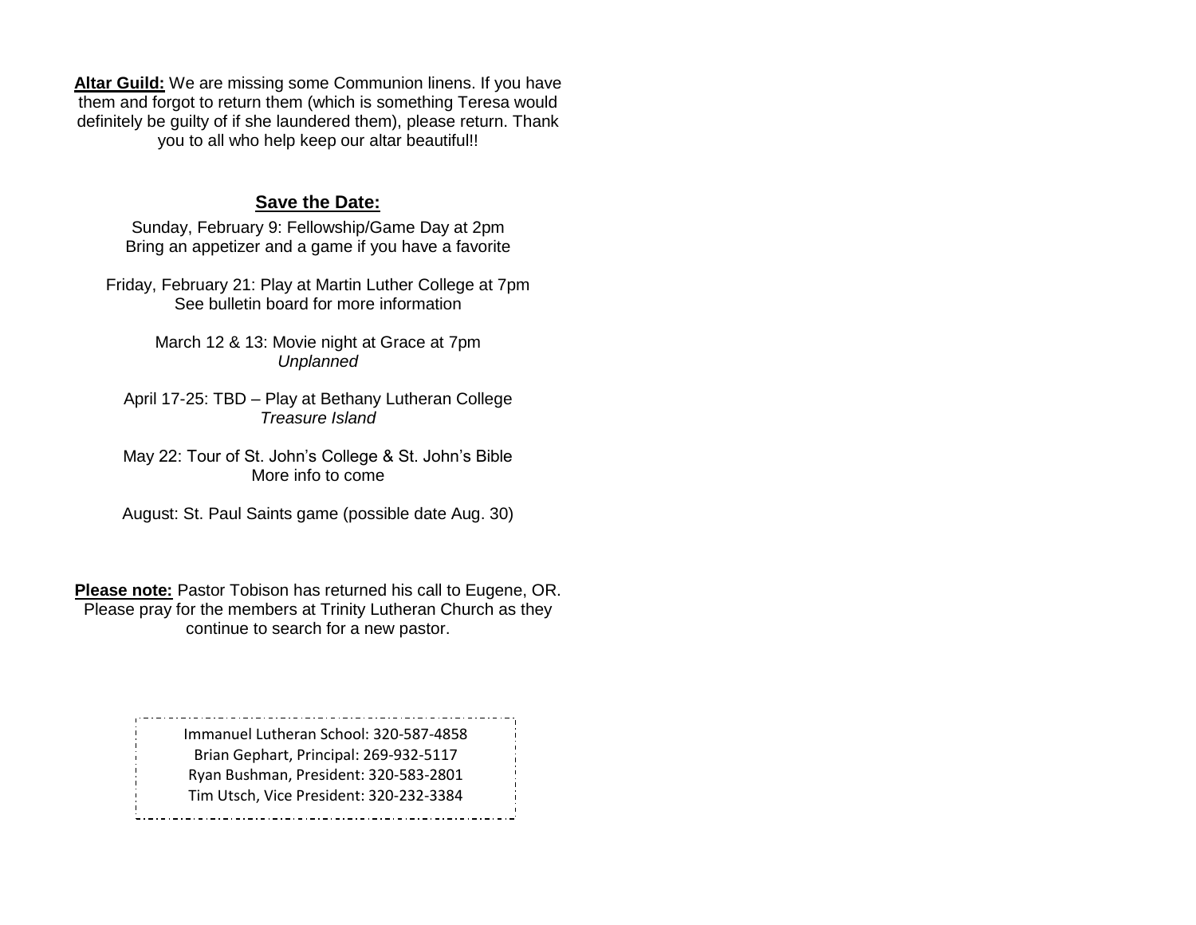**Altar Guild:** We are missing some Communion linens. If you have them and forgot to return them (which is something Teresa would definitely be guilty of if she laundered them), please return. Thank you to all who help keep our altar beautiful!!

## Save the Date:

Sunday, February 9: Fellowship/Game Day at 2pm
Bring an appetizer and a game if you have a favorite

Friday, February 21: Play at Martin Luther College at 7pm
See bulletin board for more information

March 12 & 13: Movie night at Grace at 7pm
*Unplanned*

April 17-25: TBD – Play at Bethany Lutheran College
*Treasure Island*

May 22: Tour of St. John's College & St. John's Bible
More info to come

August: St. Paul Saints game (possible date Aug. 30)

**Please note:** Pastor Tobison has returned his call to Eugene, OR. Please pray for the members at Trinity Lutheran Church as they continue to search for a new pastor.

Immanuel Lutheran School: 320-587-4858
Brian Gephart, Principal: 269-932-5117
Ryan Bushman, President: 320-583-2801
Tim Utsch, Vice President: 320-232-3384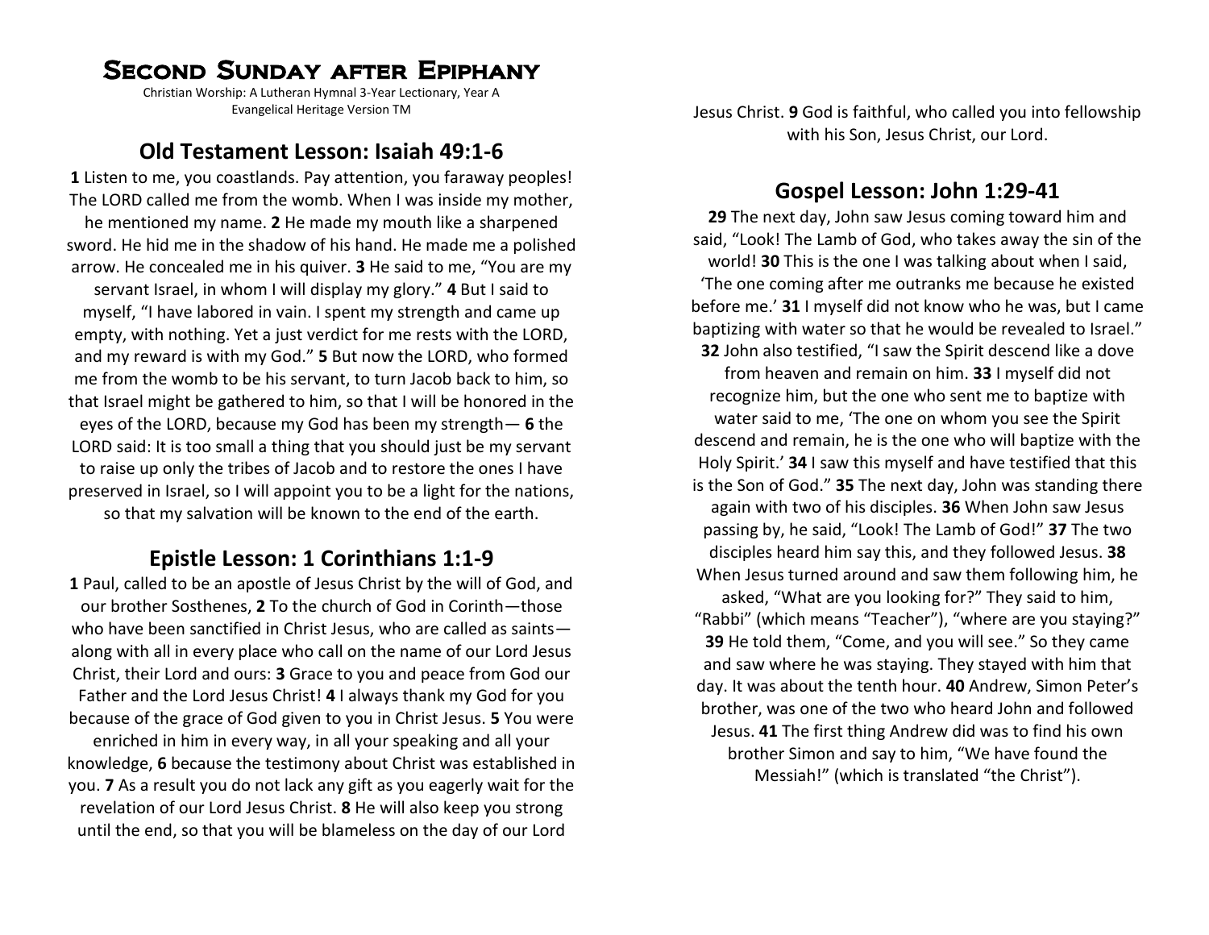# Second Sunday after Epiphany

Christian Worship: A Lutheran Hymnal 3-Year Lectionary, Year A
Evangelical Heritage Version TM

## Old Testament Lesson: Isaiah 49:1-6

**1** Listen to me, you coastlands. Pay attention, you faraway peoples! The LORD called me from the womb. When I was inside my mother, he mentioned my name. **2** He made my mouth like a sharpened sword. He hid me in the shadow of his hand. He made me a polished arrow. He concealed me in his quiver. **3** He said to me, "You are my servant Israel, in whom I will display my glory." **4** But I said to myself, "I have labored in vain. I spent my strength and came up empty, with nothing. Yet a just verdict for me rests with the LORD, and my reward is with my God." **5** But now the LORD, who formed me from the womb to be his servant, to turn Jacob back to him, so that Israel might be gathered to him, so that I will be honored in the eyes of the LORD, because my God has been my strength— **6** the LORD said: It is too small a thing that you should just be my servant to raise up only the tribes of Jacob and to restore the ones I have preserved in Israel, so I will appoint you to be a light for the nations, so that my salvation will be known to the end of the earth.

## Epistle Lesson: 1 Corinthians 1:1-9

**1** Paul, called to be an apostle of Jesus Christ by the will of God, and our brother Sosthenes, **2** To the church of God in Corinth—those who have been sanctified in Christ Jesus, who are called as saints—along with all in every place who call on the name of our Lord Jesus Christ, their Lord and ours: **3** Grace to you and peace from God our Father and the Lord Jesus Christ! **4** I always thank my God for you because of the grace of God given to you in Christ Jesus. **5** You were enriched in him in every way, in all your speaking and all your knowledge, **6** because the testimony about Christ was established in you. **7** As a result you do not lack any gift as you eagerly wait for the revelation of our Lord Jesus Christ. **8** He will also keep you strong until the end, so that you will be blameless on the day of our Lord Jesus Christ. **9** God is faithful, who called you into fellowship with his Son, Jesus Christ, our Lord.

## Gospel Lesson: John 1:29-41

**29** The next day, John saw Jesus coming toward him and said, "Look! The Lamb of God, who takes away the sin of the world! **30** This is the one I was talking about when I said, 'The one coming after me outranks me because he existed before me.' **31** I myself did not know who he was, but I came baptizing with water so that he would be revealed to Israel." **32** John also testified, "I saw the Spirit descend like a dove from heaven and remain on him. **33** I myself did not recognize him, but the one who sent me to baptize with water said to me, 'The one on whom you see the Spirit descend and remain, he is the one who will baptize with the Holy Spirit.' **34** I saw this myself and have testified that this is the Son of God." **35** The next day, John was standing there again with two of his disciples. **36** When John saw Jesus passing by, he said, "Look! The Lamb of God!" **37** The two disciples heard him say this, and they followed Jesus. **38** When Jesus turned around and saw them following him, he asked, "What are you looking for?" They said to him, "Rabbi" (which means "Teacher"), "where are you staying?" **39** He told them, "Come, and you will see." So they came and saw where he was staying. They stayed with him that day. It was about the tenth hour. **40** Andrew, Simon Peter's brother, was one of the two who heard John and followed Jesus. **41** The first thing Andrew did was to find his own brother Simon and say to him, "We have found the Messiah!" (which is translated "the Christ").